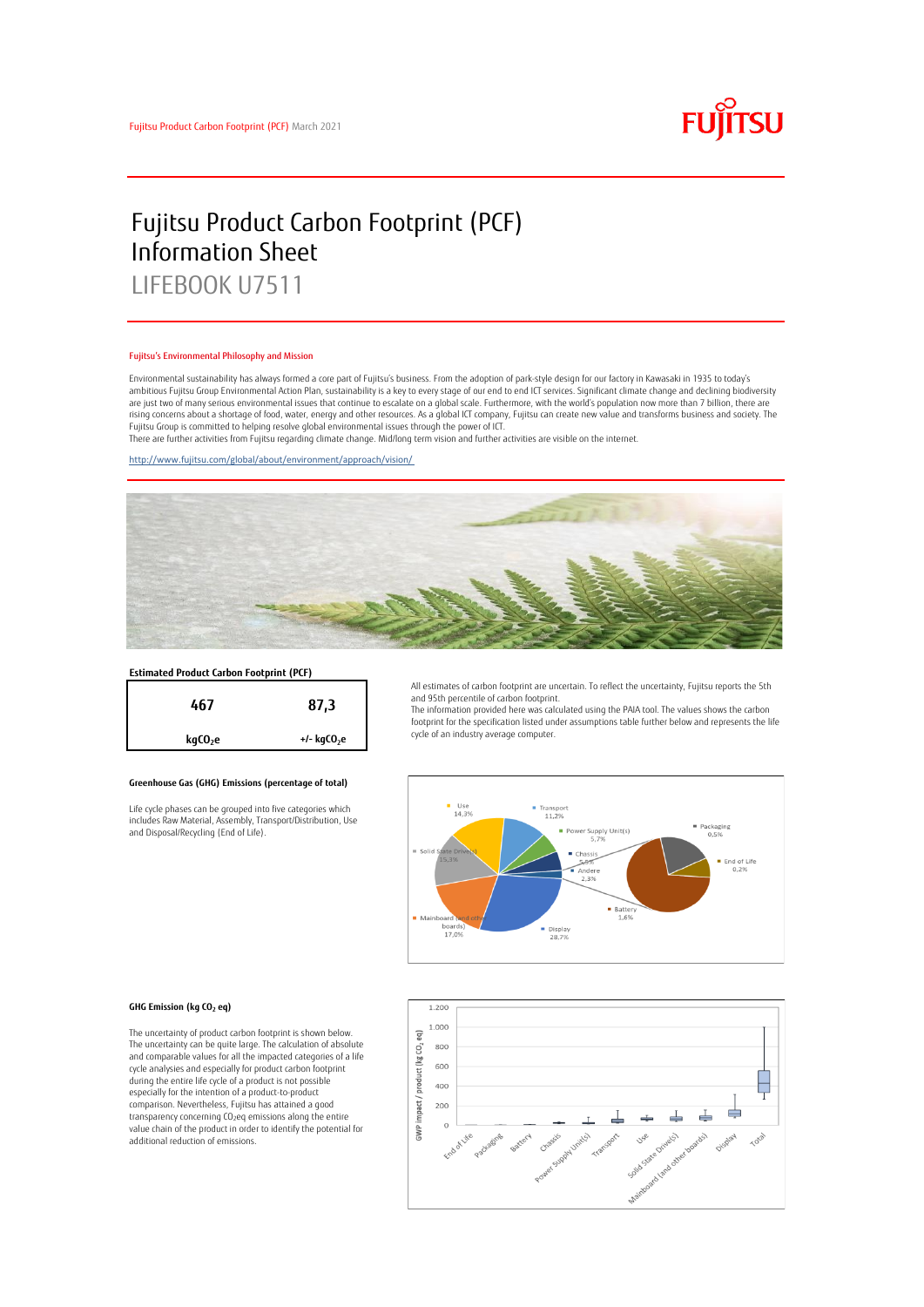Fujitsu Product Carbon Footprint (PCF) March 2021

# Fujitsu Product Carbon Footprint (PCF) Information Sheet

## LIFEBOOK U7511

### Fujitsu's Environmental Philosophy and Mission

Environmental sustainability has always formed a core part of Fujitsu's business. From the adoption of park-style design for our factory in Kawasaki in 1935 to today's ambitious Fujitsu Group Environmental Action Plan, sustainability is a key to every stage of our end to end ICT services. Significant climate change and declining biodiversity are just two of many serious environmental issues that continue to escalate on a global scale. Furthermore, with the world's population now more than 7 billion, there are rising concerns about a shortage of food, water, energy and other resources. As a global ICT company, Fujitsu can create new value and transforms business and society. The Fujitsu Group is committed to helping resolve global environmental issues through the power of ICT.
There are further activities from Fujitsu regarding climate change. Mid/long term vision and further activities are visible on the internet.

http://www.fujitsu.com/global/about/environment/approach/vision/

### Estimated Product Carbon Footprint (PCF)

| 467 | 87,3 |
|---|---|
| $kgCO_2e$ | +/- $kgCO_2e$ |

All estimates of carbon footprint are uncertain. To reflect the uncertainty, Fujitsu reports the 5th and 95th percentile of carbon footprint.
The information provided here was calculated using the PAIA tool. The values shows the carbon footprint for the specification listed under assumptions table further below and represents the life cycle of an industry average computer.

### Greenhouse Gas (GHG) Emissions (percentage of total)

Life cycle phases can be grouped into five categories which includes Raw Material, Assembly, Transport/Distribution, Use and Disposal/Recycling (End of Life).

| Category | Percentage |
|---|---|
| Use | 14,3% |
| Transport | 11,2% |
| Power Supply Unit(s) | 5,7% |
| Chassis | 5,5% |
| Andere | 2,3% |
| Battery | 1,6% |
| Display | 28,7% |
| Mainboard (and other boards) | 17,0% |
| Solid State Drive(s) | 15,3% |
| Packaging | 0,5% |
| End of Life | 0,2% |

### GHG Emission (kg $CO_2$ eq)

The uncertainty of product carbon footprint is shown below. The uncertainty can be quite large. The calculation of absolute and comparable values for all the impacted categories of a life cycle analysies and especially for product carbon footprint during the entire life cycle of a product is not possible especially for the intention of a product-to-product comparison. Nevertheless, Fujitsu has attained a good transparency concerning $CO_2$eq emissions along the entire value chain of the product in order to identify the potential for additional reduction of emissions.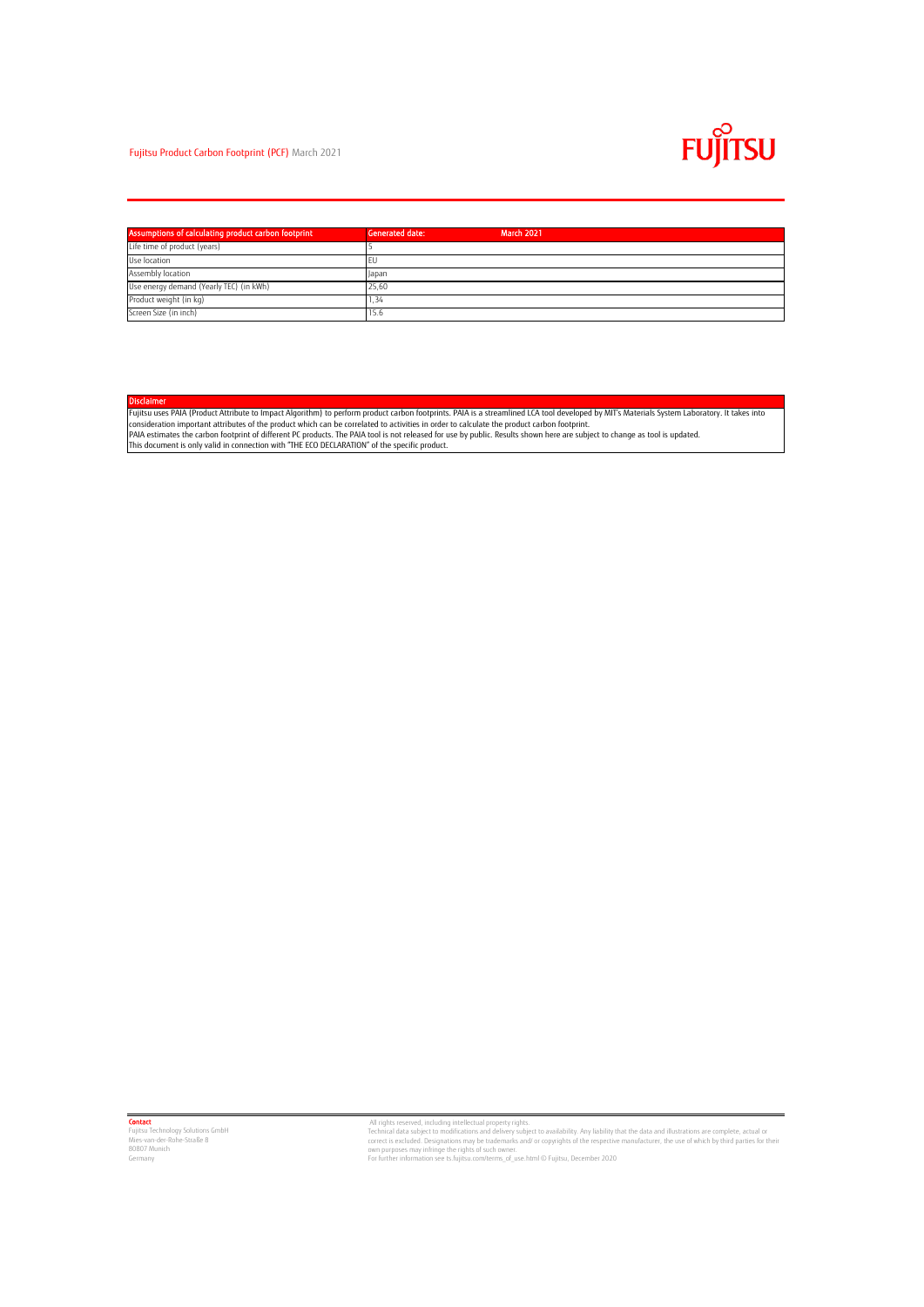Fujitsu Product Carbon Footprint (PCF) March 2021

| Assumptions of calculating product carbon footprint | Generated date: March 2021 |
| --- | --- |
| Life time of product (years) | 5 |
| Use location | EU |
| Assembly location | Japan |
| Use energy demand (Yearly TEC) (in kWh) | 25,60 |
| Product weight (in kg) | 1,34 |
| Screen Size (in inch) | 15.6 |

**Disclaimer**

Fujitsu uses PAIA (Product Attribute to Impact Algorithm) to perform product carbon footprints. PAIA is a streamlined LCA tool developed by MIT's Materials System Laboratory. It takes into consideration important attributes of the product which can be correlated to activities in order to calculate the product carbon footprint.
PAIA estimates the carbon footprint of different PC products. The PAIA tool is not released for use by public. Results shown here are subject to change as tool is updated.
This document is only valid in connection with "THE ECO DECLARATION" of the specific product.

**Contact**
Fujitsu Technology Solutions GmbH
Mies-van-der-Rohe-Straße 8
80807 Munich
Germany

All rights reserved, including intellectual property rights.
Technical data subject to modifications and delivery subject to availability. Any liability that the data and illustrations are complete, actual or correct is excluded. Designations may be trademarks and/ or copyrights of the respective manufacturer, the use of which by third parties for their own purposes may infringe the rights of such owner.
For further information see ts.fujitsu.com/terms_of_use.html © Fujitsu, December 2020